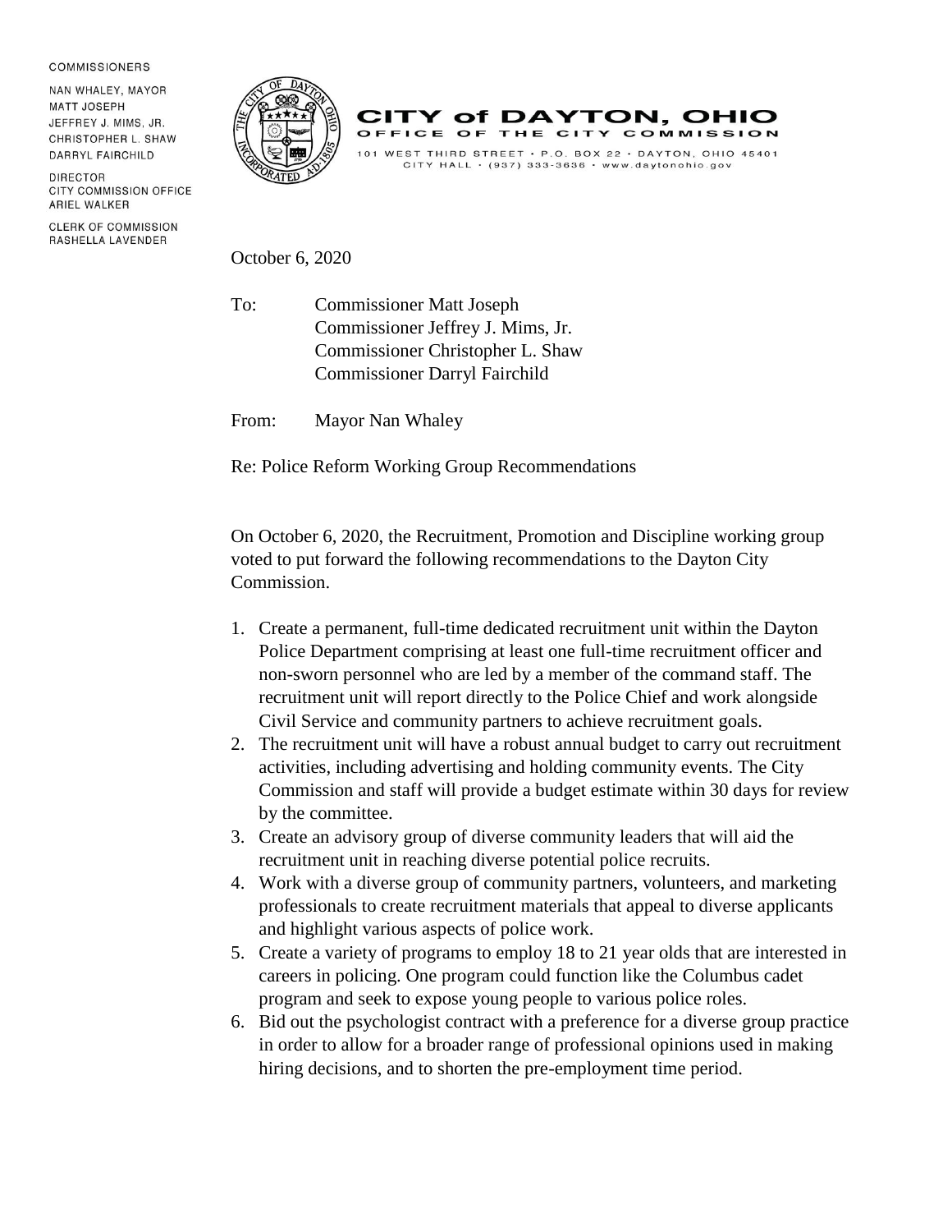COMMISSIONERS

NAN WHALEY, MAYOR
MATT JOSEPH
JEFFREY J. MIMS, JR.
CHRISTOPHER L. SHAW
DARRYL FAIRCHILD

DIRECTOR
CITY COMMISSION OFFICE
ARIEL WALKER

CLERK OF COMMISSION
RASHELLA LAVENDER

# CITY of DAYTON, OHIO

OFFICE OF THE CITY COMMISSION

101 WEST THIRD STREET • P.O. BOX 22 • DAYTON, OHIO 45401
CITY HALL • (937) 333-3636 • www.daytonohio.gov

October 6, 2020

To: Commissioner Matt Joseph
Commissioner Jeffrey J. Mims, Jr.
Commissioner Christopher L. Shaw
Commissioner Darryl Fairchild

From: Mayor Nan Whaley

Re: Police Reform Working Group Recommendations

On October 6, 2020, the Recruitment, Promotion and Discipline working group voted to put forward the following recommendations to the Dayton City Commission.

1. Create a permanent, full-time dedicated recruitment unit within the Dayton Police Department comprising at least one full-time recruitment officer and non-sworn personnel who are led by a member of the command staff. The recruitment unit will report directly to the Police Chief and work alongside Civil Service and community partners to achieve recruitment goals.
2. The recruitment unit will have a robust annual budget to carry out recruitment activities, including advertising and holding community events. The City Commission and staff will provide a budget estimate within 30 days for review by the committee.
3. Create an advisory group of diverse community leaders that will aid the recruitment unit in reaching diverse potential police recruits.
4. Work with a diverse group of community partners, volunteers, and marketing professionals to create recruitment materials that appeal to diverse applicants and highlight various aspects of police work.
5. Create a variety of programs to employ 18 to 21 year olds that are interested in careers in policing. One program could function like the Columbus cadet program and seek to expose young people to various police roles.
6. Bid out the psychologist contract with a preference for a diverse group practice in order to allow for a broader range of professional opinions used in making hiring decisions, and to shorten the pre-employment time period.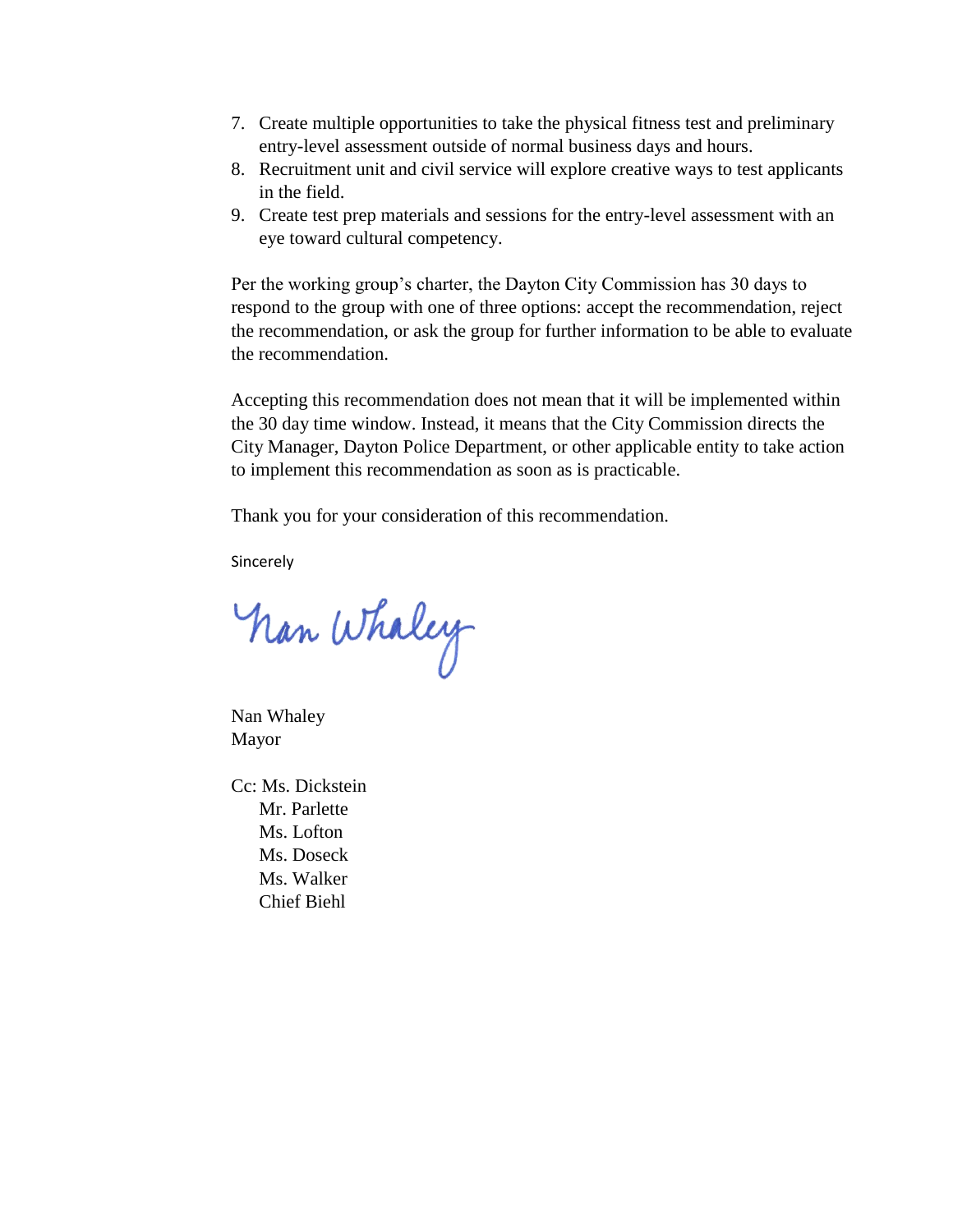7. Create multiple opportunities to take the physical fitness test and preliminary entry-level assessment outside of normal business days and hours.
8. Recruitment unit and civil service will explore creative ways to test applicants in the field.
9. Create test prep materials and sessions for the entry-level assessment with an eye toward cultural competency.

Per the working group's charter, the Dayton City Commission has 30 days to respond to the group with one of three options: accept the recommendation, reject the recommendation, or ask the group for further information to be able to evaluate the recommendation.

Accepting this recommendation does not mean that it will be implemented within the 30 day time window. Instead, it means that the City Commission directs the City Manager, Dayton Police Department, or other applicable entity to take action to implement this recommendation as soon as is practicable.

Thank you for your consideration of this recommendation.

Sincerely

Nan Whaley

Nan Whaley
Mayor

Cc: Ms. Dickstein
Mr. Parlette
Ms. Lofton
Ms. Doseck
Ms. Walker
Chief Biehl